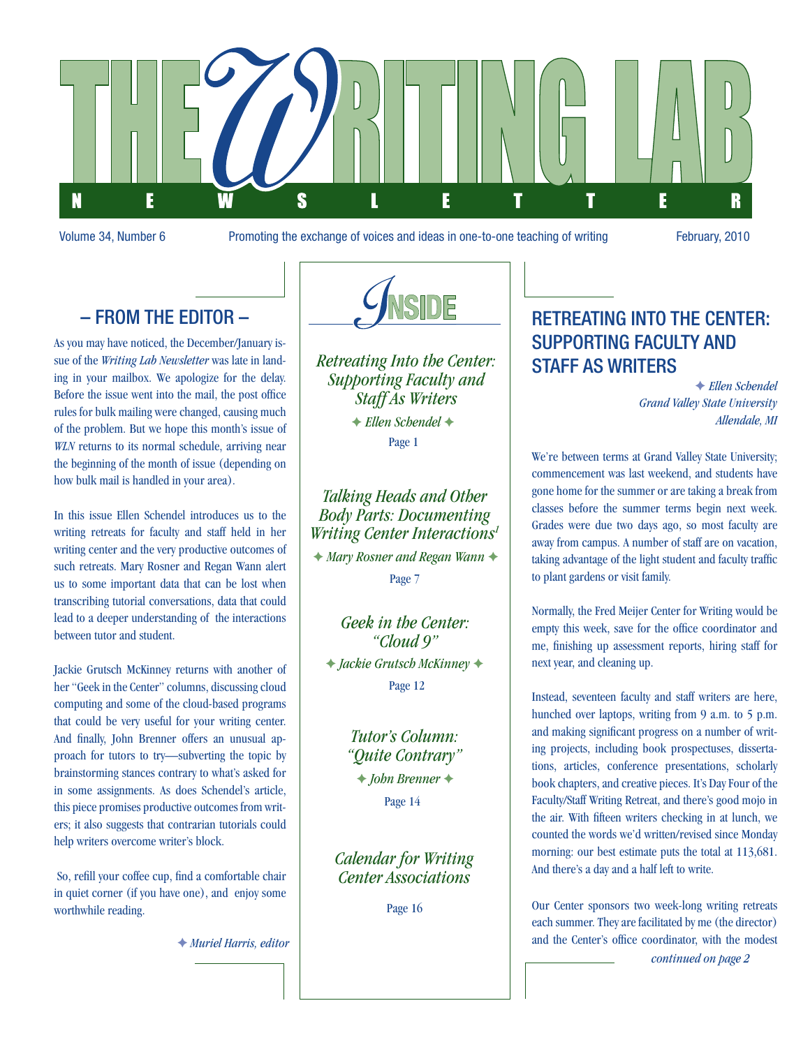# THE WRITING LAB NEWSLETTER

Volume 34, Number 6 — Promoting the exchange of voices and ideas in one-to-one teaching of writing — February, 2010

## – FROM THE EDITOR –

As you may have noticed, the December/January issue of the *Writing Lab Newsletter* was late in landing in your mailbox. We apologize for the delay. Before the issue went into the mail, the post office rules for bulk mailing were changed, causing much of the problem. But we hope this month's issue of *WLN* returns to its normal schedule, arriving near the beginning of the month of issue (depending on how bulk mail is handled in your area).

In this issue Ellen Schendel introduces us to the writing retreats for faculty and staff held in her writing center and the very productive outcomes of such retreats. Mary Rosner and Regan Wann alert us to some important data that can be lost when transcribing tutorial conversations, data that could lead to a deeper understanding of the interactions between tutor and student.

Jackie Grutsch McKinney returns with another of her "Geek in the Center" columns, discussing cloud computing and some of the cloud-based programs that could be very useful for your writing center. And finally, John Brenner offers an unusual approach for tutors to try—subverting the topic by brainstorming stances contrary to what's asked for in some assignments. As does Schendel's article, this piece promises productive outcomes from writers; it also suggests that contrarian tutorials could help writers overcome writer's block.

So, refill your coffee cup, find a comfortable chair in quiet corner (if you have one), and enjoy some worthwhile reading.

✦ *Muriel Harris, editor*

## INSIDE

*Retreating Into the Center: Supporting Faculty and Staff As Writers*
✦ *Ellen Schendel* ✦
Page 1

*Talking Heads and Other Body Parts: Documenting Writing Center Interactions*[1]
✦ *Mary Rosner and Regan Wann* ✦
Page 7

*Geek in the Center: "Cloud 9"*
✦ *Jackie Grutsch McKinney* ✦
Page 12

*Tutor's Column: "Quite Contrary"*
✦ *John Brenner* ✦
Page 14

*Calendar for Writing Center Associations*
Page 16

## RETREATING INTO THE CENTER: SUPPORTING FACULTY AND STAFF AS WRITERS

✦ *Ellen Schendel*
*Grand Valley State University*
*Allendale, MI*

We're between terms at Grand Valley State University; commencement was last weekend, and students have gone home for the summer or are taking a break from classes before the summer terms begin next week. Grades were due two days ago, so most faculty are away from campus. A number of staff are on vacation, taking advantage of the light student and faculty traffic to plant gardens or visit family.

Normally, the Fred Meijer Center for Writing would be empty this week, save for the office coordinator and me, finishing up assessment reports, hiring staff for next year, and cleaning up.

Instead, seventeen faculty and staff writers are here, hunched over laptops, writing from 9 a.m. to 5 p.m. and making significant progress on a number of writing projects, including book prospectuses, dissertations, articles, conference presentations, scholarly book chapters, and creative pieces. It's Day Four of the Faculty/Staff Writing Retreat, and there's good mojo in the air. With fifteen writers checking in at lunch, we counted the words we'd written/revised since Monday morning: our best estimate puts the total at 113,681. And there's a day and a half left to write.

Our Center sponsors two week-long writing retreats each summer. They are facilitated by me (the director) and the Center's office coordinator, with the modest

*continued on page 2*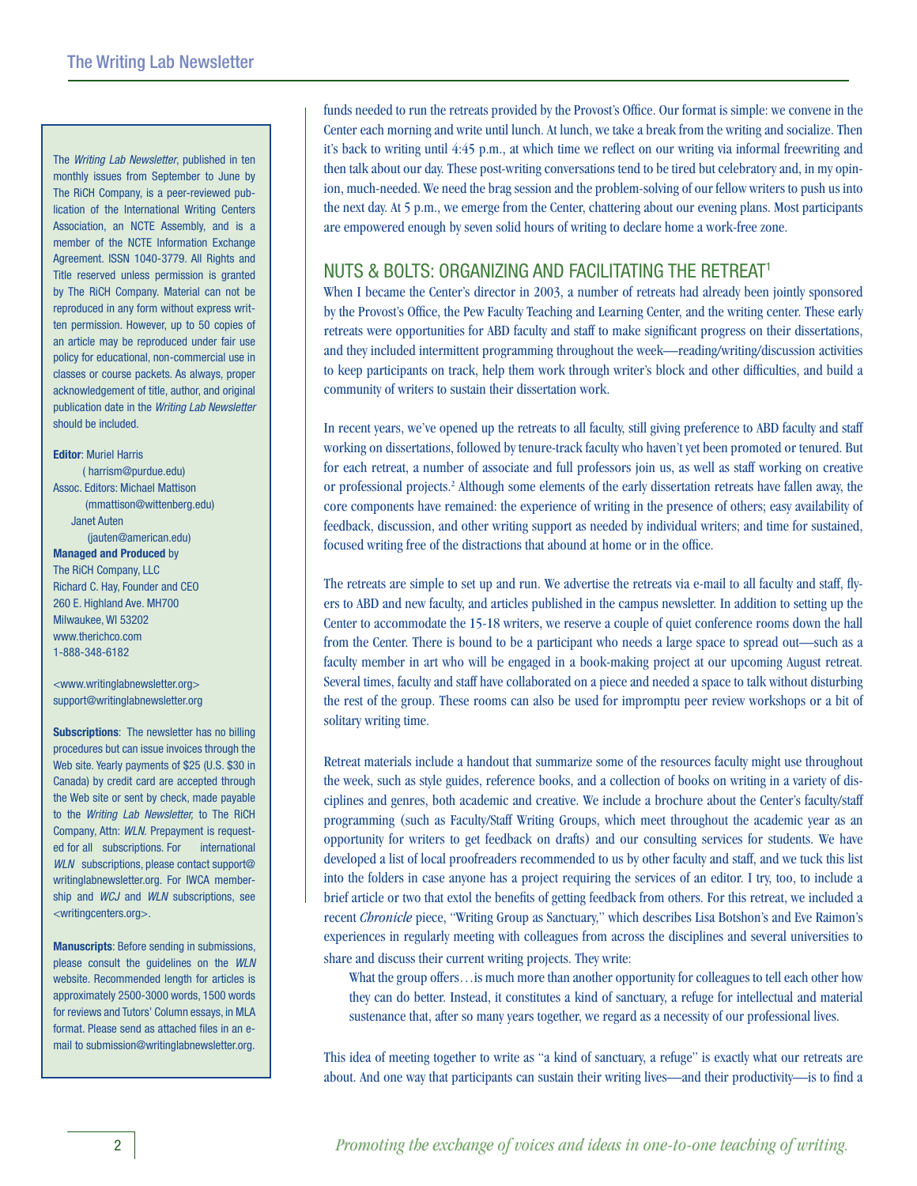The *Writing Lab Newsletter*, published in ten monthly issues from September to June by The RiCH Company, is a peer-reviewed publication of the International Writing Centers Association, an NCTE Assembly, and is a member of the NCTE Information Exchange Agreement. ISSN 1040-3779. All Rights and Title reserved unless permission is granted by The RiCH Company. Material can not be reproduced in any form without express written permission. However, up to 50 copies of an article may be reproduced under fair use policy for educational, non-commercial use in classes or course packets. As always, proper acknowledgement of title, author, and original publication date in the *Writing Lab Newsletter* should be included.

**Editor**: Muriel Harris
(harrism@purdue.edu)
Assoc. Editors: Michael Mattison
(mmattison@wittenberg.edu)
Janet Auten
(jauten@american.edu)
**Managed and Produced** by
The RiCH Company, LLC
Richard C. Hay, Founder and CEO
260 E. Highland Ave. MH700
Milwaukee, WI 53202
www.therichco.com
1-888-348-6182

<www.writinglabnewsletter.org>
support@writinglabnewsletter.org

**Subscriptions**: The newsletter has no billing procedures but can issue invoices through the Web site. Yearly payments of $25 (U.S. $30 in Canada) by credit card are accepted through the Web site or sent by check, made payable to the *Writing Lab Newsletter,* to The RiCH Company, Attn: *WLN*. Prepayment is requested for all subscriptions. For international *WLN* subscriptions, please contact support@writinglabnewsletter.org. For IWCA membership and *WCJ* and *WLN* subscriptions, see <writingcenters.org>.

**Manuscripts**: Before sending in submissions, please consult the guidelines on the *WLN* website. Recommended length for articles is approximately 2500-3000 words, 1500 words for reviews and Tutors' Column essays, in MLA format. Please send as attached files in an e-mail to submission@writinglabnewsletter.org.

funds needed to run the retreats provided by the Provost's Office. Our format is simple: we convene in the Center each morning and write until lunch. At lunch, we take a break from the writing and socialize. Then it's back to writing until 4:45 p.m., at which time we reflect on our writing via informal freewriting and then talk about our day. These post-writing conversations tend to be tired but celebratory and, in my opinion, much-needed. We need the brag session and the problem-solving of our fellow writers to push us into the next day. At 5 p.m., we emerge from the Center, chattering about our evening plans. Most participants are empowered enough by seven solid hours of writing to declare home a work-free zone.

## NUTS & BOLTS: ORGANIZING AND FACILITATING THE RETREAT[1]

When I became the Center's director in 2003, a number of retreats had already been jointly sponsored by the Provost's Office, the Pew Faculty Teaching and Learning Center, and the writing center. These early retreats were opportunities for ABD faculty and staff to make significant progress on their dissertations, and they included intermittent programming throughout the week—reading/writing/discussion activities to keep participants on track, help them work through writer's block and other difficulties, and build a community of writers to sustain their dissertation work.

In recent years, we've opened up the retreats to all faculty, still giving preference to ABD faculty and staff working on dissertations, followed by tenure-track faculty who haven't yet been promoted or tenured. But for each retreat, a number of associate and full professors join us, as well as staff working on creative or professional projects.[2] Although some elements of the early dissertation retreats have fallen away, the core components have remained: the experience of writing in the presence of others; easy availability of feedback, discussion, and other writing support as needed by individual writers; and time for sustained, focused writing free of the distractions that abound at home or in the office.

The retreats are simple to set up and run. We advertise the retreats via e-mail to all faculty and staff, flyers to ABD and new faculty, and articles published in the campus newsletter. In addition to setting up the Center to accommodate the 15-18 writers, we reserve a couple of quiet conference rooms down the hall from the Center. There is bound to be a participant who needs a large space to spread out—such as a faculty member in art who will be engaged in a book-making project at our upcoming August retreat. Several times, faculty and staff have collaborated on a piece and needed a space to talk without disturbing the rest of the group. These rooms can also be used for impromptu peer review workshops or a bit of solitary writing time.

Retreat materials include a handout that summarize some of the resources faculty might use throughout the week, such as style guides, reference books, and a collection of books on writing in a variety of disciplines and genres, both academic and creative. We include a brochure about the Center's faculty/staff programming (such as Faculty/Staff Writing Groups, which meet throughout the academic year as an opportunity for writers to get feedback on drafts) and our consulting services for students. We have developed a list of local proofreaders recommended to us by other faculty and staff, and we tuck this list into the folders in case anyone has a project requiring the services of an editor. I try, too, to include a brief article or two that extol the benefits of getting feedback from others. For this retreat, we included a recent *Chronicle* piece, "Writing Group as Sanctuary," which describes Lisa Botshon's and Eve Raimon's experiences in regularly meeting with colleagues from across the disciplines and several universities to share and discuss their current writing projects. They write:

> What the group offers…is much more than another opportunity for colleagues to tell each other how they can do better. Instead, it constitutes a kind of sanctuary, a refuge for intellectual and material sustenance that, after so many years together, we regard as a necessity of our professional lives.

This idea of meeting together to write as "a kind of sanctuary, a refuge" is exactly what our retreats are about. And one way that participants can sustain their writing lives—and their productivity—is to find a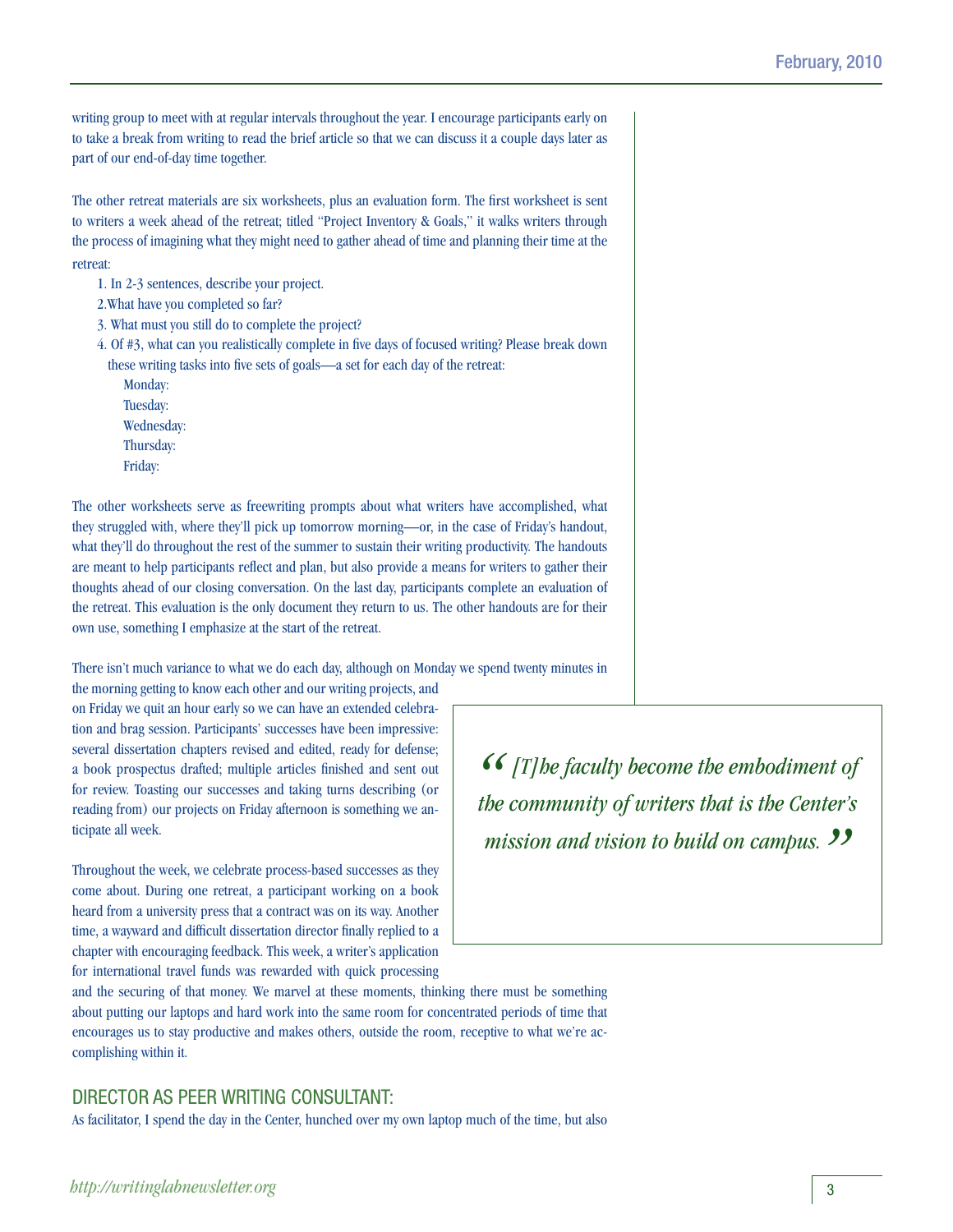writing group to meet with at regular intervals throughout the year. I encourage participants early on to take a break from writing to read the brief article so that we can discuss it a couple days later as part of our end-of-day time together.

The other retreat materials are six worksheets, plus an evaluation form. The first worksheet is sent to writers a week ahead of the retreat; titled "Project Inventory & Goals," it walks writers through the process of imagining what they might need to gather ahead of time and planning their time at the retreat:

1. In 2-3 sentences, describe your project.
2. What have you completed so far?
3. What must you still do to complete the project?
4. Of #3, what can you realistically complete in five days of focused writing? Please break down these writing tasks into five sets of goals—a set for each day of the retreat:
   - Monday:
   - Tuesday:
   - Wednesday:
   - Thursday:
   - Friday:

The other worksheets serve as freewriting prompts about what writers have accomplished, what they struggled with, where they'll pick up tomorrow morning—or, in the case of Friday's handout, what they'll do throughout the rest of the summer to sustain their writing productivity. The handouts are meant to help participants reflect and plan, but also provide a means for writers to gather their thoughts ahead of our closing conversation. On the last day, participants complete an evaluation of the retreat. This evaluation is the only document they return to us. The other handouts are for their own use, something I emphasize at the start of the retreat.

There isn't much variance to what we do each day, although on Monday we spend twenty minutes in the morning getting to know each other and our writing projects, and on Friday we quit an hour early so we can have an extended celebration and brag session. Participants' successes have been impressive: several dissertation chapters revised and edited, ready for defense; a book prospectus drafted; multiple articles finished and sent out for review. Toasting our successes and taking turns describing (or reading from) our projects on Friday afternoon is something we anticipate all week.

> *"[T]he faculty become the embodiment of the community of writers that is the Center's mission and vision to build on campus."*

Throughout the week, we celebrate process-based successes as they come about. During one retreat, a participant working on a book heard from a university press that a contract was on its way. Another time, a wayward and difficult dissertation director finally replied to a chapter with encouraging feedback. This week, a writer's application for international travel funds was rewarded with quick processing and the securing of that money. We marvel at these moments, thinking there must be something about putting our laptops and hard work into the same room for concentrated periods of time that encourages us to stay productive and makes others, outside the room, receptive to what we're accomplishing within it.

## DIRECTOR AS PEER WRITING CONSULTANT:

As facilitator, I spend the day in the Center, hunched over my own laptop much of the time, but also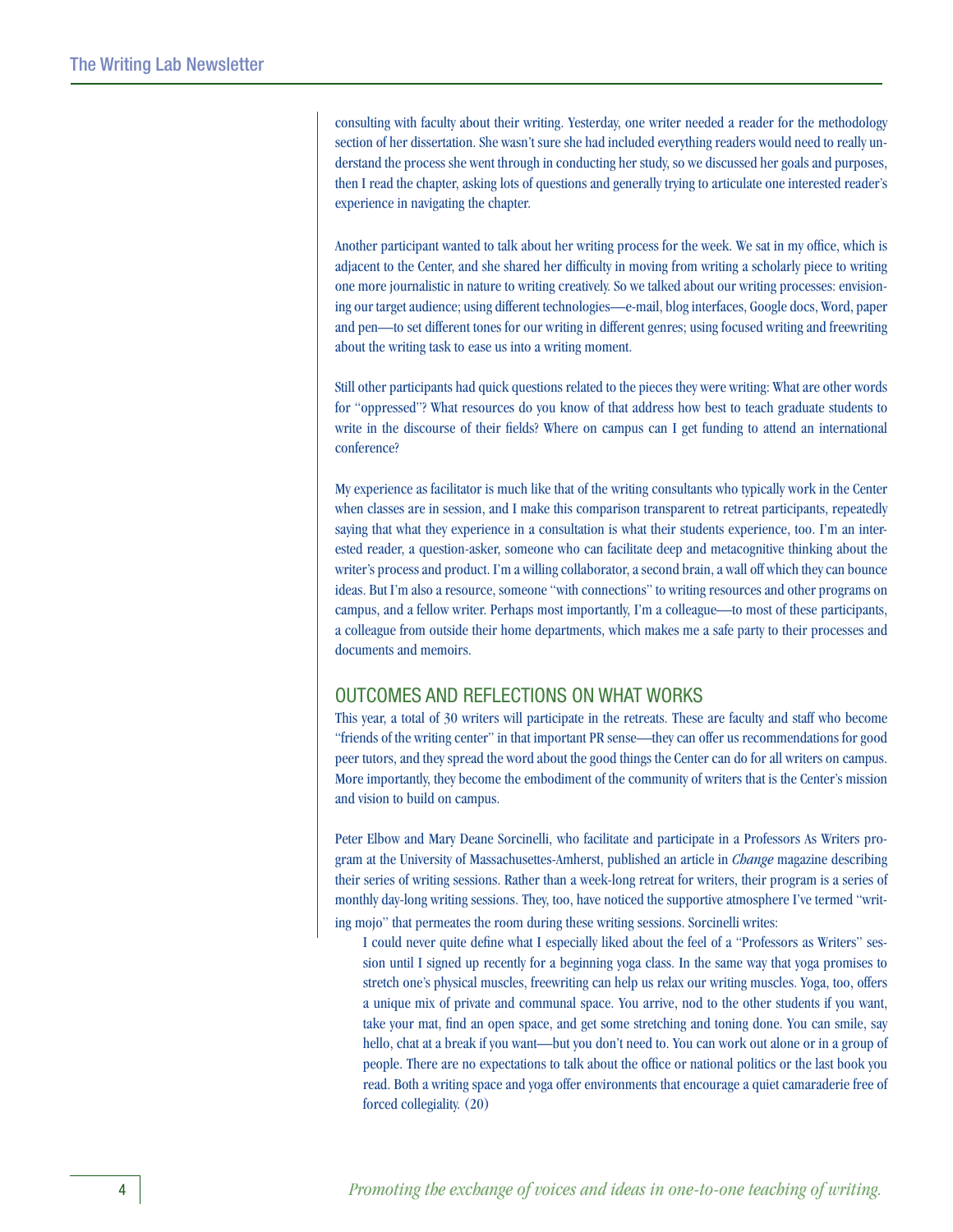consulting with faculty about their writing. Yesterday, one writer needed a reader for the methodology section of her dissertation. She wasn't sure she had included everything readers would need to really understand the process she went through in conducting her study, so we discussed her goals and purposes, then I read the chapter, asking lots of questions and generally trying to articulate one interested reader's experience in navigating the chapter.

Another participant wanted to talk about her writing process for the week. We sat in my office, which is adjacent to the Center, and she shared her difficulty in moving from writing a scholarly piece to writing one more journalistic in nature to writing creatively. So we talked about our writing processes: envisioning our target audience; using different technologies—e-mail, blog interfaces, Google docs, Word, paper and pen—to set different tones for our writing in different genres; using focused writing and freewriting about the writing task to ease us into a writing moment.

Still other participants had quick questions related to the pieces they were writing: What are other words for "oppressed"? What resources do you know of that address how best to teach graduate students to write in the discourse of their fields? Where on campus can I get funding to attend an international conference?

My experience as facilitator is much like that of the writing consultants who typically work in the Center when classes are in session, and I make this comparison transparent to retreat participants, repeatedly saying that what they experience in a consultation is what their students experience, too. I'm an interested reader, a question-asker, someone who can facilitate deep and metacognitive thinking about the writer's process and product. I'm a willing collaborator, a second brain, a wall off which they can bounce ideas. But I'm also a resource, someone "with connections" to writing resources and other programs on campus, and a fellow writer. Perhaps most importantly, I'm a colleague—to most of these participants, a colleague from outside their home departments, which makes me a safe party to their processes and documents and memoirs.

## OUTCOMES AND REFLECTIONS ON WHAT WORKS

This year, a total of 30 writers will participate in the retreats. These are faculty and staff who become "friends of the writing center" in that important PR sense—they can offer us recommendations for good peer tutors, and they spread the word about the good things the Center can do for all writers on campus. More importantly, they become the embodiment of the community of writers that is the Center's mission and vision to build on campus.

Peter Elbow and Mary Deane Sorcinelli, who facilitate and participate in a Professors As Writers program at the University of Massachusettes-Amherst, published an article in *Change* magazine describing their series of writing sessions. Rather than a week-long retreat for writers, their program is a series of monthly day-long writing sessions. They, too, have noticed the supportive atmosphere I've termed "writing mojo" that permeates the room during these writing sessions. Sorcinelli writes:

> I could never quite define what I especially liked about the feel of a "Professors as Writers" session until I signed up recently for a beginning yoga class. In the same way that yoga promises to stretch one's physical muscles, freewriting can help us relax our writing muscles. Yoga, too, offers a unique mix of private and communal space. You arrive, nod to the other students if you want, take your mat, find an open space, and get some stretching and toning done. You can smile, say hello, chat at a break if you want—but you don't need to. You can work out alone or in a group of people. There are no expectations to talk about the office or national politics or the last book you read. Both a writing space and yoga offer environments that encourage a quiet camaraderie free of forced collegiality. (20)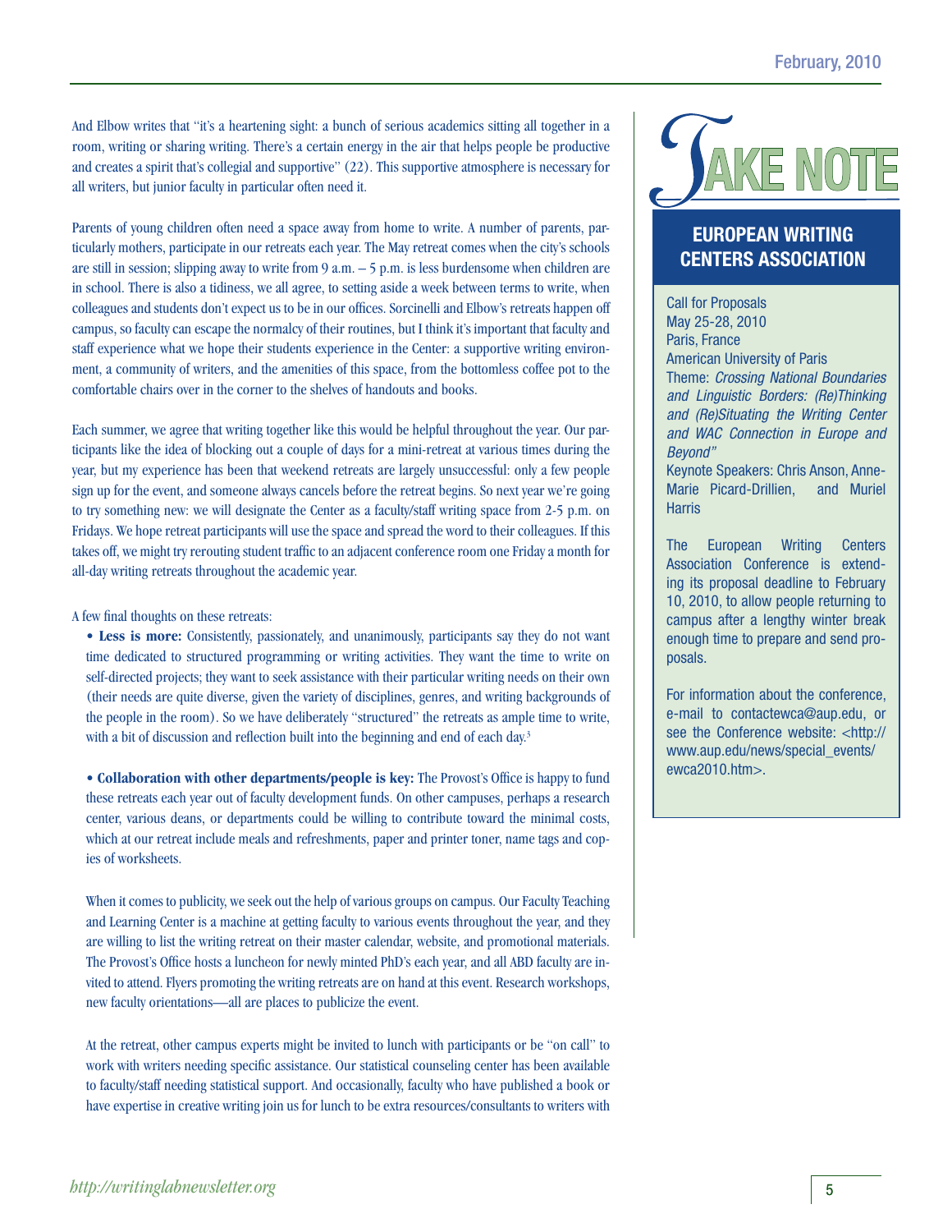And Elbow writes that "it's a heartening sight: a bunch of serious academics sitting all together in a room, writing or sharing writing. There's a certain energy in the air that helps people be productive and creates a spirit that's collegial and supportive" (22). This supportive atmosphere is necessary for all writers, but junior faculty in particular often need it.

Parents of young children often need a space away from home to write. A number of parents, particularly mothers, participate in our retreats each year. The May retreat comes when the city's schools are still in session; slipping away to write from 9 a.m. – 5 p.m. is less burdensome when children are in school. There is also a tidiness, we all agree, to setting aside a week between terms to write, when colleagues and students don't expect us to be in our offices. Sorcinelli and Elbow's retreats happen off campus, so faculty can escape the normalcy of their routines, but I think it's important that faculty and staff experience what we hope their students experience in the Center: a supportive writing environment, a community of writers, and the amenities of this space, from the bottomless coffee pot to the comfortable chairs over in the corner to the shelves of handouts and books.

Each summer, we agree that writing together like this would be helpful throughout the year. Our participants like the idea of blocking out a couple of days for a mini-retreat at various times during the year, but my experience has been that weekend retreats are largely unsuccessful: only a few people sign up for the event, and someone always cancels before the retreat begins. So next year we're going to try something new: we will designate the Center as a faculty/staff writing space from 2-5 p.m. on Fridays. We hope retreat participants will use the space and spread the word to their colleagues. If this takes off, we might try rerouting student traffic to an adjacent conference room one Friday a month for all-day writing retreats throughout the academic year.

A few final thoughts on these retreats:

- **Less is more:** Consistently, passionately, and unanimously, participants say they do not want time dedicated to structured programming or writing activities. They want the time to write on self-directed projects; they want to seek assistance with their particular writing needs on their own (their needs are quite diverse, given the variety of disciplines, genres, and writing backgrounds of the people in the room). So we have deliberately "structured" the retreats as ample time to write, with a bit of discussion and reflection built into the beginning and end of each day.[3]

- **Collaboration with other departments/people is key:** The Provost's Office is happy to fund these retreats each year out of faculty development funds. On other campuses, perhaps a research center, various deans, or departments could be willing to contribute toward the minimal costs, which at our retreat include meals and refreshments, paper and printer toner, name tags and copies of worksheets.

  When it comes to publicity, we seek out the help of various groups on campus. Our Faculty Teaching and Learning Center is a machine at getting faculty to various events throughout the year, and they are willing to list the writing retreat on their master calendar, website, and promotional materials. The Provost's Office hosts a luncheon for newly minted PhD's each year, and all ABD faculty are invited to attend. Flyers promoting the writing retreats are on hand at this event. Research workshops, new faculty orientations—all are places to publicize the event.

  At the retreat, other campus experts might be invited to lunch with participants or be "on call" to work with writers needing specific assistance. Our statistical counseling center has been available to faculty/staff needing statistical support. And occasionally, faculty who have published a book or have expertise in creative writing join us for lunch to be extra resources/consultants to writers with

---

# TAKE NOTE

## EUROPEAN WRITING CENTERS ASSOCIATION

Call for Proposals
May 25-28, 2010
Paris, France
American University of Paris
Theme: *Crossing National Boundaries and Linguistic Borders: (Re)Thinking and (Re)Situating the Writing Center and WAC Connection in Europe and Beyond"*
Keynote Speakers: Chris Anson, Anne-Marie Picard-Drillien, and Muriel Harris

The European Writing Centers Association Conference is extending its proposal deadline to February 10, 2010, to allow people returning to campus after a lengthy winter break enough time to prepare and send proposals.

For information about the conference, e-mail to contactewca@aup.edu, or see the Conference website: <http://www.aup.edu/news/special_events/ewca2010.htm>.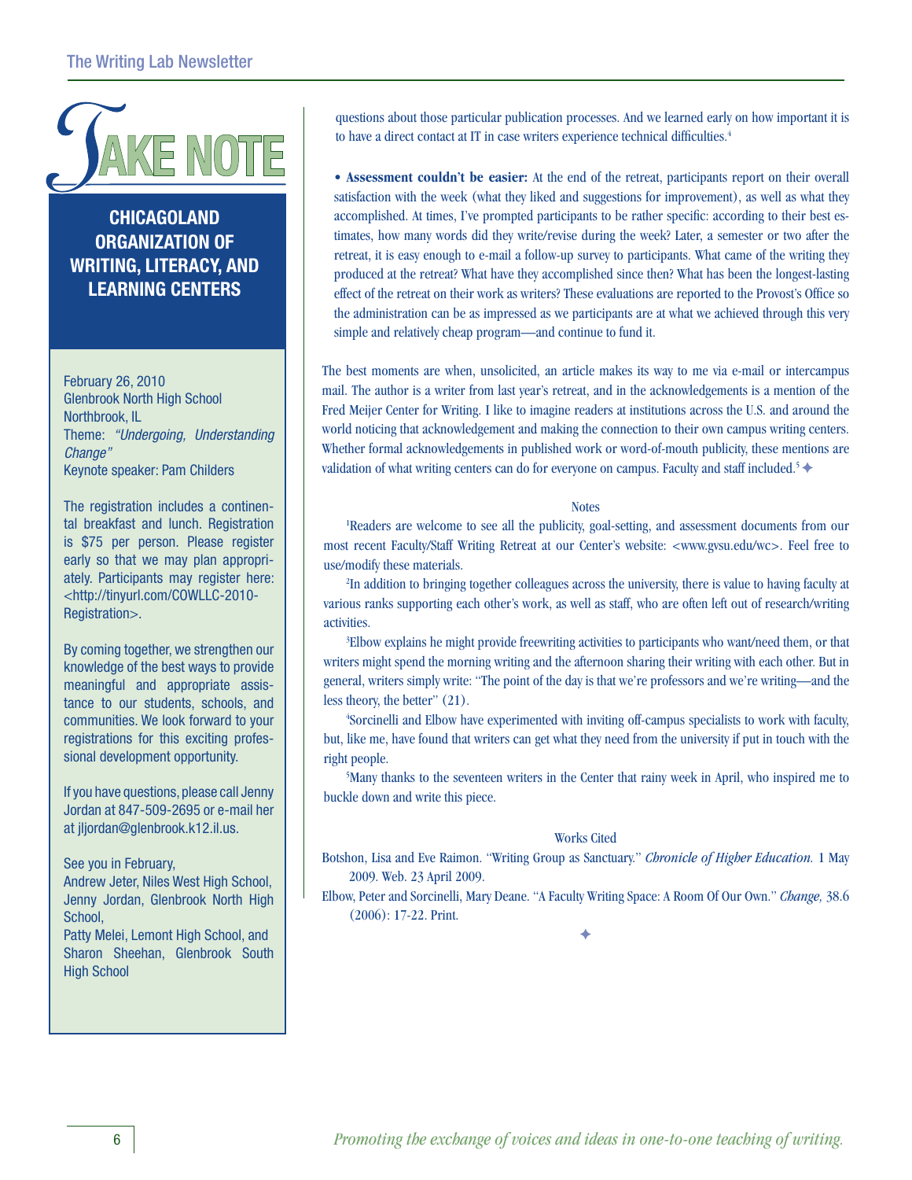questions about those particular publication processes. And we learned early on how important it is to have a direct contact at IT in case writers experience technical difficulties.[4]

• **Assessment couldn't be easier:** At the end of the retreat, participants report on their overall satisfaction with the week (what they liked and suggestions for improvement), as well as what they accomplished. At times, I've prompted participants to be rather specific: according to their best estimates, how many words did they write/revise during the week? Later, a semester or two after the retreat, it is easy enough to e-mail a follow-up survey to participants. What came of the writing they produced at the retreat? What have they accomplished since then? What has been the longest-lasting effect of the retreat on their work as writers? These evaluations are reported to the Provost's Office so the administration can be as impressed as we participants are at what we achieved through this very simple and relatively cheap program—and continue to fund it.

The best moments are when, unsolicited, an article makes its way to me via e-mail or intercampus mail. The author is a writer from last year's retreat, and in the acknowledgements is a mention of the Fred Meijer Center for Writing. I like to imagine readers at institutions across the U.S. and around the world noticing that acknowledgement and making the connection to their own campus writing centers. Whether formal acknowledgements in published work or word-of-mouth publicity, these mentions are validation of what writing centers can do for everyone on campus. Faculty and staff included.[5] ✦

Notes

[1]Readers are welcome to see all the publicity, goal-setting, and assessment documents from our most recent Faculty/Staff Writing Retreat at our Center's website: <www.gvsu.edu/wc>. Feel free to use/modify these materials.

[2]In addition to bringing together colleagues across the university, there is value to having faculty at various ranks supporting each other's work, as well as staff, who are often left out of research/writing activities.

[3]Elbow explains he might provide freewriting activities to participants who want/need them, or that writers might spend the morning writing and the afternoon sharing their writing with each other. But in general, writers simply write: "The point of the day is that we're professors and we're writing—and the less theory, the better" (21).

[4]Sorcinelli and Elbow have experimented with inviting off-campus specialists to work with faculty, but, like me, have found that writers can get what they need from the university if put in touch with the right people.

[5]Many thanks to the seventeen writers in the Center that rainy week in April, who inspired me to buckle down and write this piece.

Works Cited

Botshon, Lisa and Eve Raimon. "Writing Group as Sanctuary." *Chronicle of Higher Education.* 1 May 2009. Web. 23 April 2009.

Elbow, Peter and Sorcinelli, Mary Deane. "A Faculty Writing Space: A Room Of Our Own." *Change,* 38.6 (2006): 17-22. Print.

✦

# Take Note

## Chicagoland Organization of Writing, Literacy, and Learning Centers

February 26, 2010
Glenbrook North High School
Northbrook, IL
Theme: *"Undergoing, Understanding Change"*
Keynote speaker: Pam Childers

The registration includes a continental breakfast and lunch. Registration is $75 per person. Please register early so that we may plan appropriately. Participants may register here: <http://tinyurl.com/COWLLC-2010-Registration>.

By coming together, we strengthen our knowledge of the best ways to provide meaningful and appropriate assistance to our students, schools, and communities. We look forward to your registrations for this exciting professional development opportunity.

If you have questions, please call Jenny Jordan at 847-509-2695 or e-mail her at jljordan@glenbrook.k12.il.us.

See you in February,
Andrew Jeter, Niles West High School,
Jenny Jordan, Glenbrook North High School,
Patty Melei, Lemont High School, and
Sharon Sheehan, Glenbrook South High School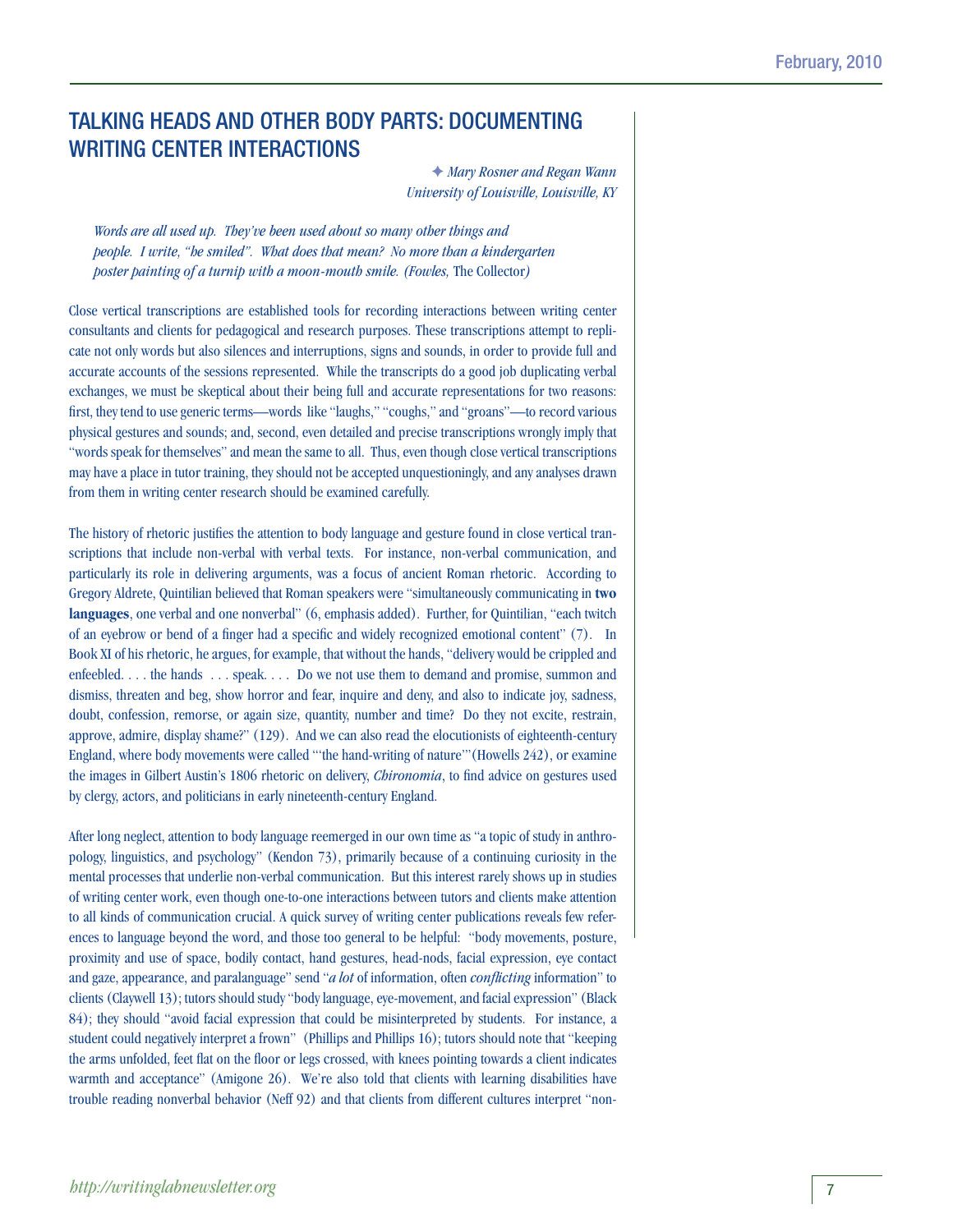## TALKING HEADS AND OTHER BODY PARTS: DOCUMENTING WRITING CENTER INTERACTIONS

✦ *Mary Rosner and Regan Wann*
*University of Louisville, Louisville, KY*

> *Words are all used up. They've been used about so many other things and people. I write, "he smiled". What does that mean? No more than a kindergarten poster painting of a turnip with a moon-mouth smile. (Fowles,* The Collector*)*

Close vertical transcriptions are established tools for recording interactions between writing center consultants and clients for pedagogical and research purposes. These transcriptions attempt to replicate not only words but also silences and interruptions, signs and sounds, in order to provide full and accurate accounts of the sessions represented. While the transcripts do a good job duplicating verbal exchanges, we must be skeptical about their being full and accurate representations for two reasons: first, they tend to use generic terms—words like "laughs," "coughs," and "groans"—to record various physical gestures and sounds; and, second, even detailed and precise transcriptions wrongly imply that "words speak for themselves" and mean the same to all. Thus, even though close vertical transcriptions may have a place in tutor training, they should not be accepted unquestioningly, and any analyses drawn from them in writing center research should be examined carefully.

The history of rhetoric justifies the attention to body language and gesture found in close vertical transcriptions that include non-verbal with verbal texts. For instance, non-verbal communication, and particularly its role in delivering arguments, was a focus of ancient Roman rhetoric. According to Gregory Aldrete, Quintilian believed that Roman speakers were "simultaneously communicating in **two languages**, one verbal and one nonverbal" (6, emphasis added). Further, for Quintilian, "each twitch of an eyebrow or bend of a finger had a specific and widely recognized emotional content" (7). In Book XI of his rhetoric, he argues, for example, that without the hands, "delivery would be crippled and enfeebled. . . . the hands . . . speak. . . . Do we not use them to demand and promise, summon and dismiss, threaten and beg, show horror and fear, inquire and deny, and also to indicate joy, sadness, doubt, confession, remorse, or again size, quantity, number and time? Do they not excite, restrain, approve, admire, display shame?" (129). And we can also read the elocutionists of eighteenth-century England, where body movements were called "'the hand-writing of nature'"(Howells 242), or examine the images in Gilbert Austin's 1806 rhetoric on delivery, *Chironomia*, to find advice on gestures used by clergy, actors, and politicians in early nineteenth-century England.

After long neglect, attention to body language reemerged in our own time as "a topic of study in anthropology, linguistics, and psychology" (Kendon 73), primarily because of a continuing curiosity in the mental processes that underlie non-verbal communication. But this interest rarely shows up in studies of writing center work, even though one-to-one interactions between tutors and clients make attention to all kinds of communication crucial. A quick survey of writing center publications reveals few references to language beyond the word, and those too general to be helpful: "body movements, posture, proximity and use of space, bodily contact, hand gestures, head-nods, facial expression, eye contact and gaze, appearance, and paralanguage" send "*a lot* of information, often *conflicting* information" to clients (Claywell 13); tutors should study "body language, eye-movement, and facial expression" (Black 84); they should "avoid facial expression that could be misinterpreted by students. For instance, a student could negatively interpret a frown" (Phillips and Phillips 16); tutors should note that "keeping the arms unfolded, feet flat on the floor or legs crossed, with knees pointing towards a client indicates warmth and acceptance" (Amigone 26). We're also told that clients with learning disabilities have trouble reading nonverbal behavior (Neff 92) and that clients from different cultures interpret "non-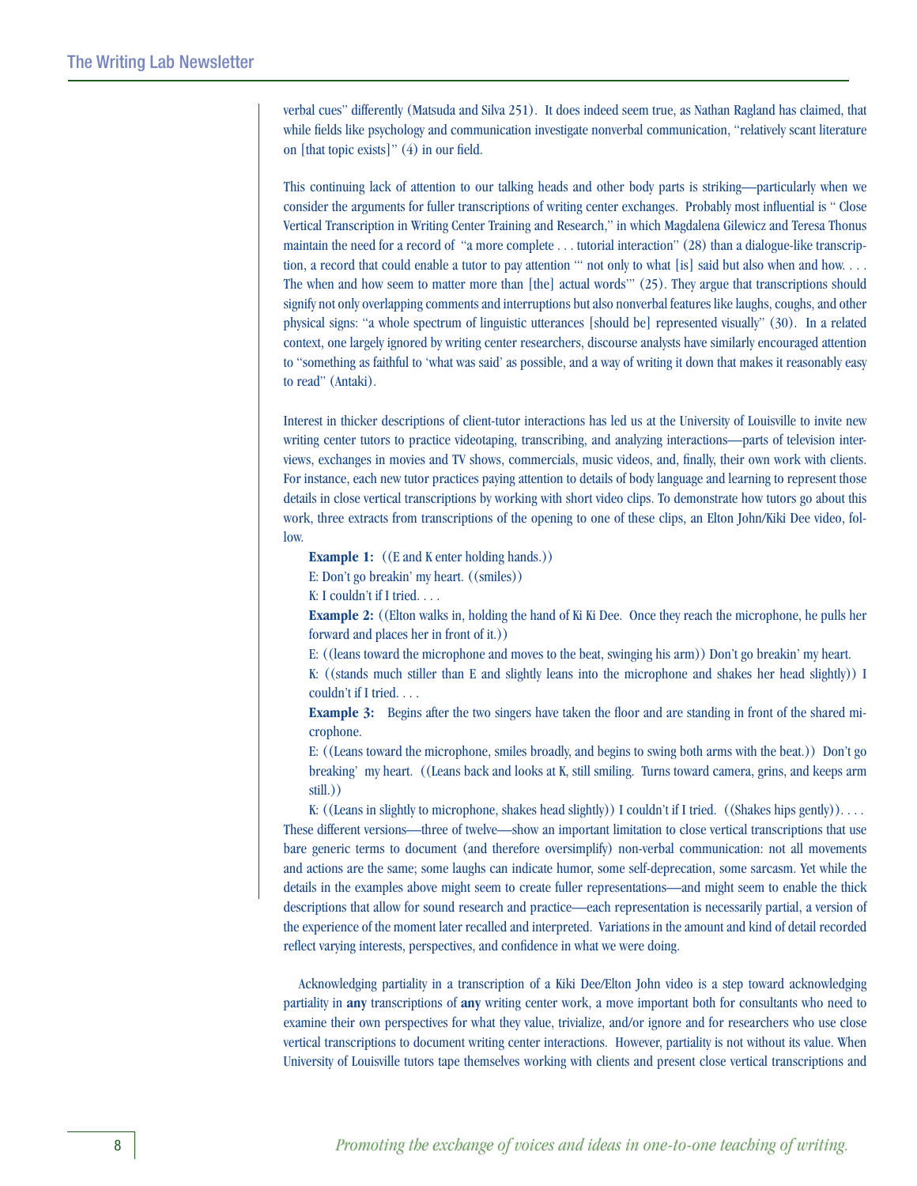verbal cues" differently (Matsuda and Silva 251). It does indeed seem true, as Nathan Ragland has claimed, that while fields like psychology and communication investigate nonverbal communication, "relatively scant literature on [that topic exists]" (4) in our field.

This continuing lack of attention to our talking heads and other body parts is striking—particularly when we consider the arguments for fuller transcriptions of writing center exchanges. Probably most influential is " Close Vertical Transcription in Writing Center Training and Research," in which Magdalena Gilewicz and Teresa Thonus maintain the need for a record of "a more complete . . . tutorial interaction" (28) than a dialogue-like transcription, a record that could enable a tutor to pay attention "' not only to what [is] said but also when and how. . . . The when and how seem to matter more than [the] actual words'" (25). They argue that transcriptions should signify not only overlapping comments and interruptions but also nonverbal features like laughs, coughs, and other physical signs: "a whole spectrum of linguistic utterances [should be] represented visually" (30). In a related context, one largely ignored by writing center researchers, discourse analysts have similarly encouraged attention to "something as faithful to 'what was said' as possible, and a way of writing it down that makes it reasonably easy to read" (Antaki).

Interest in thicker descriptions of client-tutor interactions has led us at the University of Louisville to invite new writing center tutors to practice videotaping, transcribing, and analyzing interactions—parts of television interviews, exchanges in movies and TV shows, commercials, music videos, and, finally, their own work with clients. For instance, each new tutor practices paying attention to details of body language and learning to represent those details in close vertical transcriptions by working with short video clips. To demonstrate how tutors go about this work, three extracts from transcriptions of the opening to one of these clips, an Elton John/Kiki Dee video, follow.

> **Example 1:** ((E and K enter holding hands.))
>
> E: Don't go breakin' my heart. ((smiles))
>
> K: I couldn't if I tried. . . .
>
> **Example 2:** ((Elton walks in, holding the hand of Ki Ki Dee. Once they reach the microphone, he pulls her forward and places her in front of it.))
>
> E: ((leans toward the microphone and moves to the beat, swinging his arm)) Don't go breakin' my heart.
>
> K: ((stands much stiller than E and slightly leans into the microphone and shakes her head slightly)) I couldn't if I tried. . . .
>
> **Example 3:** Begins after the two singers have taken the floor and are standing in front of the shared microphone.
>
> E: ((Leans toward the microphone, smiles broadly, and begins to swing both arms with the beat.)) Don't go breaking' my heart. ((Leans back and looks at K, still smiling. Turns toward camera, grins, and keeps arm still.))
>
> K: ((Leans in slightly to microphone, shakes head slightly)) I couldn't if I tried. ((Shakes hips gently)). . . .

These different versions—three of twelve—show an important limitation to close vertical transcriptions that use bare generic terms to document (and therefore oversimplify) non-verbal communication: not all movements and actions are the same; some laughs can indicate humor, some self-deprecation, some sarcasm. Yet while the details in the examples above might seem to create fuller representations—and might seem to enable the thick descriptions that allow for sound research and practice—each representation is necessarily partial, a version of the experience of the moment later recalled and interpreted. Variations in the amount and kind of detail recorded reflect varying interests, perspectives, and confidence in what we were doing.

Acknowledging partiality in a transcription of a Kiki Dee/Elton John video is a step toward acknowledging partiality in **any** transcriptions of **any** writing center work, a move important both for consultants who need to examine their own perspectives for what they value, trivialize, and/or ignore and for researchers who use close vertical transcriptions to document writing center interactions. However, partiality is not without its value. When University of Louisville tutors tape themselves working with clients and present close vertical transcriptions and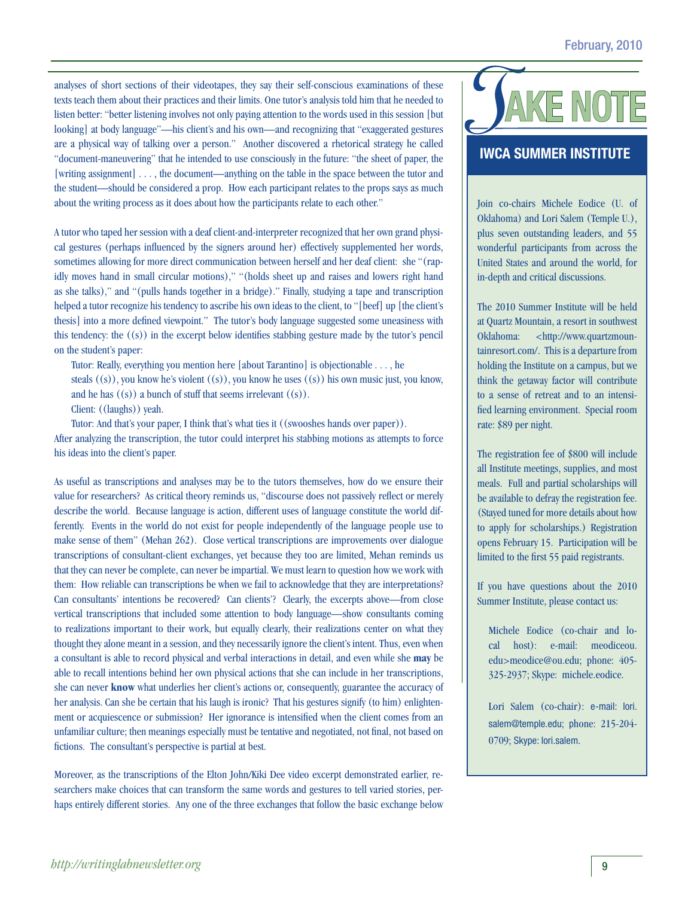analyses of short sections of their videotapes, they say their self-conscious examinations of these texts teach them about their practices and their limits. One tutor's analysis told him that he needed to listen better: "better listening involves not only paying attention to the words used in this session [but looking] at body language"—his client's and his own—and recognizing that "exaggerated gestures are a physical way of talking over a person." Another discovered a rhetorical strategy he called "document-maneuvering" that he intended to use consciously in the future: "the sheet of paper, the [writing assignment] . . . , the document—anything on the table in the space between the tutor and the student—should be considered a prop. How each participant relates to the props says as much about the writing process as it does about how the participants relate to each other."

A tutor who taped her session with a deaf client-and-interpreter recognized that her own grand physical gestures (perhaps influenced by the signers around her) effectively supplemented her words, sometimes allowing for more direct communication between herself and her deaf client: she "(rapidly moves hand in small circular motions)," "(holds sheet up and raises and lowers right hand as she talks)," and "(pulls hands together in a bridge)." Finally, studying a tape and transcription helped a tutor recognize his tendency to ascribe his own ideas to the client, to "[beef] up [the client's thesis] into a more defined viewpoint." The tutor's body language suggested some uneasiness with this tendency: the ((s)) in the excerpt below identifies stabbing gesture made by the tutor's pencil on the student's paper:

> Tutor: Really, everything you mention here [about Tarantino] is objectionable . . . , he steals ((s)), you know he's violent ((s)), you know he uses ((s)) his own music just, you know, and he has ((s)) a bunch of stuff that seems irrelevant ((s)).
>
> Client: ((laughs)) yeah.
>
> Tutor: And that's your paper, I think that's what ties it ((swooshes hands over paper)).

After analyzing the transcription, the tutor could interpret his stabbing motions as attempts to force his ideas into the client's paper.

As useful as transcriptions and analyses may be to the tutors themselves, how do we ensure their value for researchers? As critical theory reminds us, "discourse does not passively reflect or merely describe the world. Because language is action, different uses of language constitute the world differently. Events in the world do not exist for people independently of the language people use to make sense of them" (Mehan 262). Close vertical transcriptions are improvements over dialogue transcriptions of consultant-client exchanges, yet because they too are limited, Mehan reminds us that they can never be complete, can never be impartial. We must learn to question how we work with them: How reliable can transcriptions be when we fail to acknowledge that they are interpretations? Can consultants' intentions be recovered? Can clients'? Clearly, the excerpts above—from close vertical transcriptions that included some attention to body language—show consultants coming to realizations important to their work, but equally clearly, their realizations center on what they thought they alone meant in a session, and they necessarily ignore the client's intent. Thus, even when a consultant is able to record physical and verbal interactions in detail, and even while she **may** be able to recall intentions behind her own physical actions that she can include in her transcriptions, she can never **know** what underlies her client's actions or, consequently, guarantee the accuracy of her analysis. Can she be certain that his laugh is ironic? That his gestures signify (to him) enlightenment or acquiescence or submission? Her ignorance is intensified when the client comes from an unfamiliar culture; then meanings especially must be tentative and negotiated, not final, not based on fictions. The consultant's perspective is partial at best.

Moreover, as the transcriptions of the Elton John/Kiki Dee video excerpt demonstrated earlier, researchers make choices that can transform the same words and gestures to tell varied stories, perhaps entirely different stories. Any one of the three exchanges that follow the basic exchange below

## TAKE NOTE

### IWCA SUMMER INSTITUTE

Join co-chairs Michele Eodice (U. of Oklahoma) and Lori Salem (Temple U.), plus seven outstanding leaders, and 55 wonderful participants from across the United States and around the world, for in-depth and critical discussions.

The 2010 Summer Institute will be held at Quartz Mountain, a resort in southwest Oklahoma: <http://www.quartzmountainresort.com/. This is a departure from holding the Institute on a campus, but we think the getaway factor will contribute to a sense of retreat and to an intensified learning environment. Special room rate: $89 per night.

The registration fee of $800 will include all Institute meetings, supplies, and most meals. Full and partial scholarships will be available to defray the registration fee. (Stayed tuned for more details about how to apply for scholarships.) Registration opens February 15. Participation will be limited to the first 55 paid registrants.

If you have questions about the 2010 Summer Institute, please contact us:

> Michele Eodice (co-chair and local host): e-mail: meodiceou.edu>meodice@ou.edu; phone: 405-325-2937; Skype: michele.eodice.
>
> Lori Salem (co-chair): e-mail: lori.salem@temple.edu; phone: 215-204-0709; Skype: lori.salem.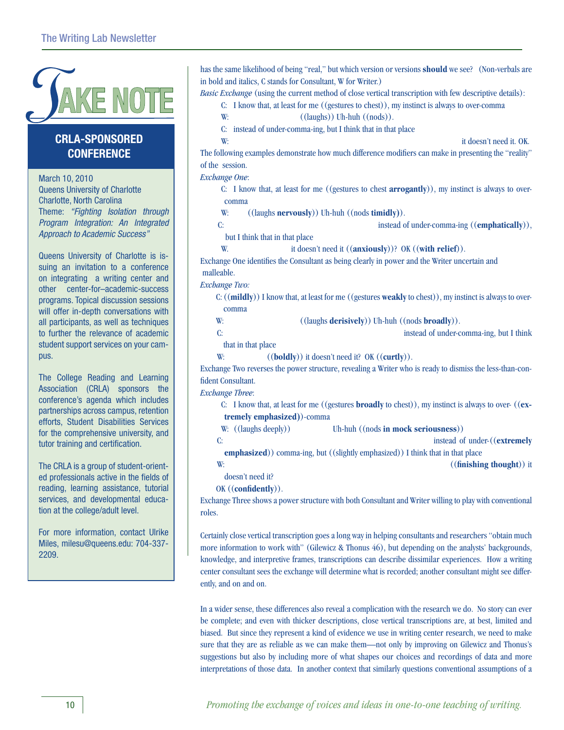has the same likelihood of being "real," but which version or versions **should** we see? (Non-verbals are in bold and italics, C stands for Consultant, W for Writer.)

*Basic Exchange* (using the current method of close vertical transcription with few descriptive details):

C: I know that, at least for me ((gestures to chest)), my instinct is always to over-comma
W: ((laughs)) Uh-huh ((nods)).
C: instead of under-comma-ing, but I think that in that place
W: it doesn't need it. OK.

The following examples demonstrate how much difference modifiers can make in presenting the "reality" of the session.

*Exchange One*:

C: I know that, at least for me ((gestures to chest **arrogantly**)), my instinct is always to over-comma
W: ((laughs **nervously**)) Uh-huh ((nods **timidly**)).
C: instead of under-comma-ing ((**emphatically**)), but I think that in that place
W. it doesn't need it ((**anxiously**))? OK ((**with relief**)).

Exchange One identifies the Consultant as being clearly in power and the Writer uncertain and malleable.

*Exchange Two:*

C: ((**mildly**)) I know that, at least for me ((gestures **weakly** to chest)), my instinct is always to over-comma
W: ((laughs **derisively**)) Uh-huh ((nods **broadly**)).
C: instead of under-comma-ing, but I think that in that place
W: ((**boldly**)) it doesn't need it? OK ((**curtly**)).

Exchange Two reverses the power structure, revealing a Writer who is ready to dismiss the less-than-confident Consultant.

*Exchange Three*:

C: I know that, at least for me ((gestures **broadly** to chest)), my instinct is always to over- ((**extremely emphasized**))-comma
W: ((laughs deeply)) Uh-huh ((nods **in mock seriousness**))
C: instead of under-((**extremely emphasized**)) comma-ing, but ((slightly emphasized)) I think that in that place
W: ((**finishing thought**)) it doesn't need it?
OK ((**confidently**)).

Exchange Three shows a power structure with both Consultant and Writer willing to play with conventional roles.

Certainly close vertical transcription goes a long way in helping consultants and researchers "obtain much more information to work with" (Gilewicz & Thonus 46), but depending on the analysts' backgrounds, knowledge, and interpretive frames, transcriptions can describe dissimilar experiences. How a writing center consultant sees the exchange will determine what is recorded; another consultant might see differently, and on and on.

In a wider sense, these differences also reveal a complication with the research we do. No story can ever be complete; and even with thicker descriptions, close vertical transcriptions are, at best, limited and biased. But since they represent a kind of evidence we use in writing center research, we need to make sure that they are as reliable as we can make them—not only by improving on Gilewicz and Thonus's suggestions but also by including more of what shapes our choices and recordings of data and more interpretations of those data. In another context that similarly questions conventional assumptions of a

---

# TAKE NOTE

## CRLA-SPONSORED CONFERENCE

March 10, 2010
Queens University of Charlotte
Charlotte, North Carolina
Theme: *"Fighting Isolation through Program Integration: An Integrated Approach to Academic Success"*

Queens University of Charlotte is issuing an invitation to a conference on integrating a writing center and other center-for–academic-success programs. Topical discussion sessions will offer in-depth conversations with all participants, as well as techniques to further the relevance of academic student support services on your campus.

The College Reading and Learning Association (CRLA) sponsors the conference's agenda which includes partnerships across campus, retention efforts, Student Disabilities Services for the comprehensive university, and tutor training and certification.

The CRLA is a group of student-oriented professionals active in the fields of reading, learning assistance, tutorial services, and developmental education at the college/adult level.

For more information, contact Ulrike Miles, milesu@queens.edu: 704-337-2209.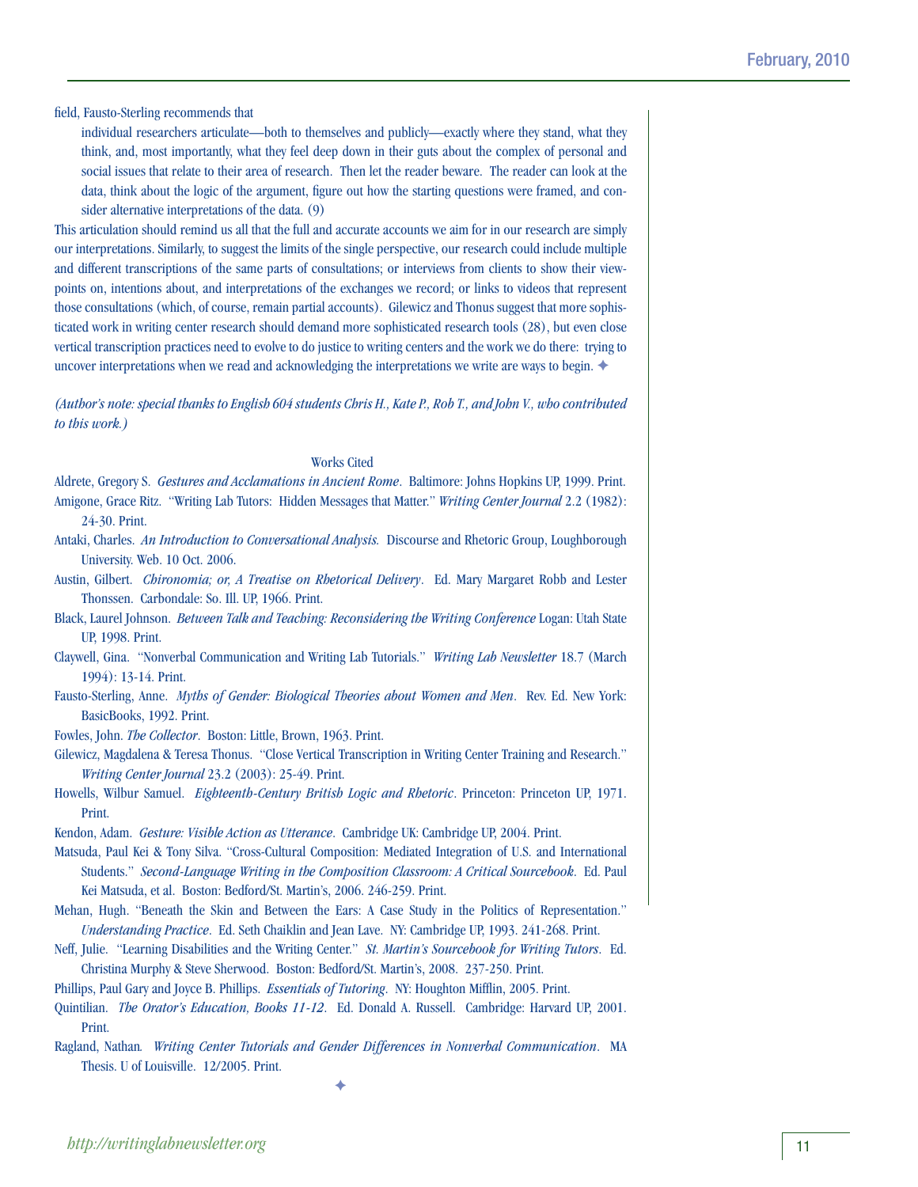field, Fausto-Sterling recommends that

> individual researchers articulate—both to themselves and publicly—exactly where they stand, what they think, and, most importantly, what they feel deep down in their guts about the complex of personal and social issues that relate to their area of research. Then let the reader beware. The reader can look at the data, think about the logic of the argument, figure out how the starting questions were framed, and consider alternative interpretations of the data. (9)

This articulation should remind us all that the full and accurate accounts we aim for in our research are simply our interpretations. Similarly, to suggest the limits of the single perspective, our research could include multiple and different transcriptions of the same parts of consultations; or interviews from clients to show their viewpoints on, intentions about, and interpretations of the exchanges we record; or links to videos that represent those consultations (which, of course, remain partial accounts). Gilewicz and Thonus suggest that more sophisticated work in writing center research should demand more sophisticated research tools (28), but even close vertical transcription practices need to evolve to do justice to writing centers and the work we do there: trying to uncover interpretations when we read and acknowledging the interpretations we write are ways to begin. ✦

*(Author's note: special thanks to English 604 students Chris H., Kate P., Rob T., and John V., who contributed to this work.)*

## Works Cited

Aldrete, Gregory S. *Gestures and Acclamations in Ancient Rome*. Baltimore: Johns Hopkins UP, 1999. Print.

Amigone, Grace Ritz. "Writing Lab Tutors: Hidden Messages that Matter." *Writing Center Journal* 2.2 (1982): 24-30. Print.

Antaki, Charles. *An Introduction to Conversational Analysis.* Discourse and Rhetoric Group, Loughborough University. Web. 10 Oct. 2006.

Austin, Gilbert. *Chironomia; or, A Treatise on Rhetorical Delivery*. Ed. Mary Margaret Robb and Lester Thonssen. Carbondale: So. Ill. UP, 1966. Print.

Black, Laurel Johnson. *Between Talk and Teaching: Reconsidering the Writing Conference* Logan: Utah State UP, 1998. Print.

Claywell, Gina. "Nonverbal Communication and Writing Lab Tutorials." *Writing Lab Newsletter* 18.7 (March 1994): 13-14. Print.

Fausto-Sterling, Anne. *Myths of Gender: Biological Theories about Women and Men*. Rev. Ed. New York: BasicBooks, 1992. Print.

Fowles, John. *The Collector*. Boston: Little, Brown, 1963. Print.

Gilewicz, Magdalena & Teresa Thonus. "Close Vertical Transcription in Writing Center Training and Research." *Writing Center Journal* 23.2 (2003): 25-49. Print.

Howells, Wilbur Samuel. *Eighteenth-Century British Logic and Rhetoric*. Princeton: Princeton UP, 1971. Print.

Kendon, Adam. *Gesture: Visible Action as Utterance*. Cambridge UK: Cambridge UP, 2004. Print.

Matsuda, Paul Kei & Tony Silva. "Cross-Cultural Composition: Mediated Integration of U.S. and International Students." *Second-Language Writing in the Composition Classroom: A Critical Sourcebook*. Ed. Paul Kei Matsuda, et al. Boston: Bedford/St. Martin's, 2006. 246-259. Print.

Mehan, Hugh. "Beneath the Skin and Between the Ears: A Case Study in the Politics of Representation." *Understanding Practice*. Ed. Seth Chaiklin and Jean Lave. NY: Cambridge UP, 1993. 241-268. Print.

Neff, Julie. "Learning Disabilities and the Writing Center." *St. Martin's Sourcebook for Writing Tutors*. Ed. Christina Murphy & Steve Sherwood. Boston: Bedford/St. Martin's, 2008. 237-250. Print.

Phillips, Paul Gary and Joyce B. Phillips. *Essentials of Tutoring*. NY: Houghton Mifflin, 2005. Print.

Quintilian. *The Orator's Education, Books 11-12*. Ed. Donald A. Russell. Cambridge: Harvard UP, 2001. Print.

Ragland, Nathan. *Writing Center Tutorials and Gender Differences in Nonverbal Communication*. MA Thesis. U of Louisville. 12/2005. Print.

✦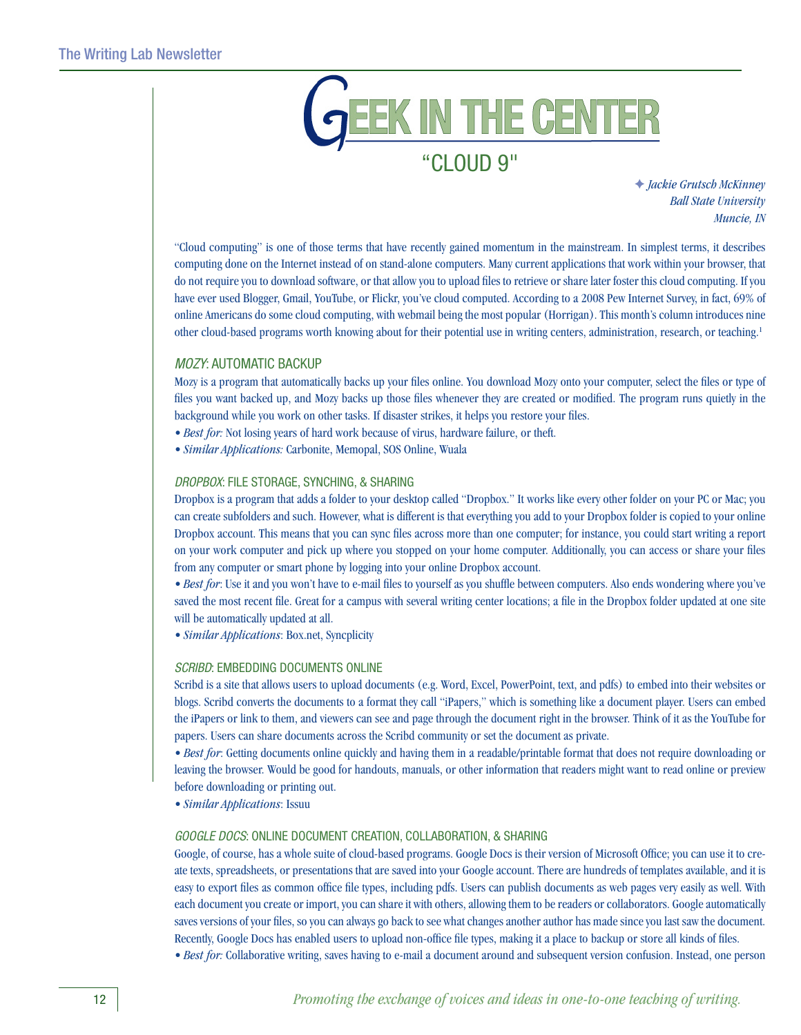# GEEK IN THE CENTER

## "CLOUD 9"

✦ *Jackie Grutsch McKinney*
*Ball State University*
*Muncie, IN*

"Cloud computing" is one of those terms that have recently gained momentum in the mainstream. In simplest terms, it describes computing done on the Internet instead of on stand-alone computers. Many current applications that work within your browser, that do not require you to download software, or that allow you to upload files to retrieve or share later foster this cloud computing. If you have ever used Blogger, Gmail, YouTube, or Flickr, you've cloud computed. According to a 2008 Pew Internet Survey, in fact, 69% of online Americans do some cloud computing, with webmail being the most popular (Horrigan). This month's column introduces nine other cloud-based programs worth knowing about for their potential use in writing centers, administration, research, or teaching.[1]

### *MOZY*: AUTOMATIC BACKUP

Mozy is a program that automatically backs up your files online. You download Mozy onto your computer, select the files or type of files you want backed up, and Mozy backs up those files whenever they are created or modified. The program runs quietly in the background while you work on other tasks. If disaster strikes, it helps you restore your files.

- *Best for:* Not losing years of hard work because of virus, hardware failure, or theft.
- *Similar Applications:* Carbonite, Memopal, SOS Online, Wuala

### *DROPBOX*: FILE STORAGE, SYNCHING, & SHARING

Dropbox is a program that adds a folder to your desktop called "Dropbox." It works like every other folder on your PC or Mac; you can create subfolders and such. However, what is different is that everything you add to your Dropbox folder is copied to your online Dropbox account. This means that you can sync files across more than one computer; for instance, you could start writing a report on your work computer and pick up where you stopped on your home computer. Additionally, you can access or share your files from any computer or smart phone by logging into your online Dropbox account.

- *Best for*: Use it and you won't have to e-mail files to yourself as you shuffle between computers. Also ends wondering where you've saved the most recent file. Great for a campus with several writing center locations; a file in the Dropbox folder updated at one site will be automatically updated at all.
- *Similar Applications*: Box.net, Syncplicity

### *SCRIBD*: EMBEDDING DOCUMENTS ONLINE

Scribd is a site that allows users to upload documents (e.g. Word, Excel, PowerPoint, text, and pdfs) to embed into their websites or blogs. Scribd converts the documents to a format they call "iPapers," which is something like a document player. Users can embed the iPapers or link to them, and viewers can see and page through the document right in the browser. Think of it as the YouTube for papers. Users can share documents across the Scribd community or set the document as private.

- *Best for*: Getting documents online quickly and having them in a readable/printable format that does not require downloading or leaving the browser. Would be good for handouts, manuals, or other information that readers might want to read online or preview before downloading or printing out.
- *Similar Applications*: Issuu

### *GOOGLE DOCS*: ONLINE DOCUMENT CREATION, COLLABORATION, & SHARING

Google, of course, has a whole suite of cloud-based programs. Google Docs is their version of Microsoft Office; you can use it to create texts, spreadsheets, or presentations that are saved into your Google account. There are hundreds of templates available, and it is easy to export files as common office file types, including pdfs. Users can publish documents as web pages very easily as well. With each document you create or import, you can share it with others, allowing them to be readers or collaborators. Google automatically saves versions of your files, so you can always go back to see what changes another author has made since you last saw the document. Recently, Google Docs has enabled users to upload non-office file types, making it a place to backup or store all kinds of files.

- *Best for:* Collaborative writing, saves having to e-mail a document around and subsequent version confusion. Instead, one person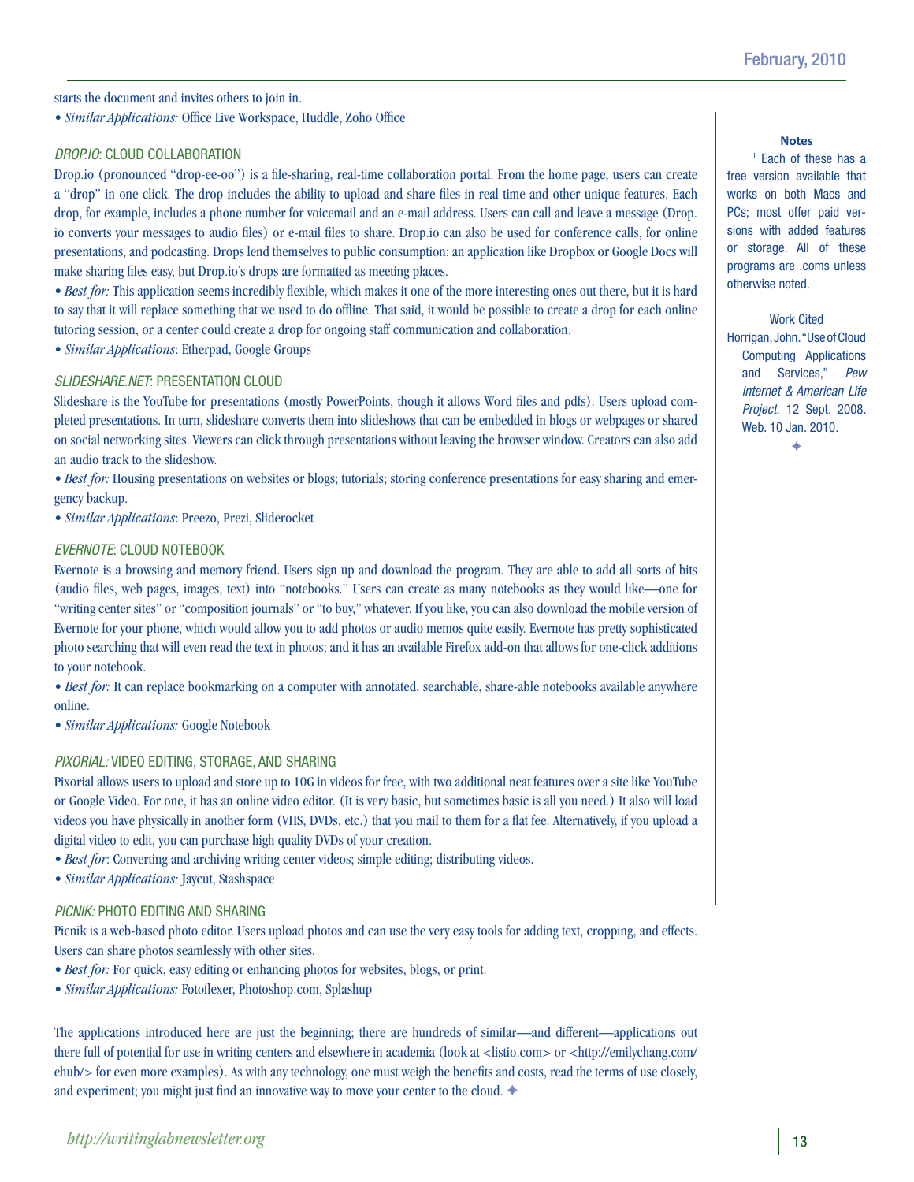starts the document and invites others to join in.

- *Similar Applications:* Office Live Workspace, Huddle, Zoho Office

### *DROP.IO*: CLOUD COLLABORATION

Drop.io (pronounced "drop-ee-oo") is a file-sharing, real-time collaboration portal. From the home page, users can create a "drop" in one click. The drop includes the ability to upload and share files in real time and other unique features. Each drop, for example, includes a phone number for voicemail and an e-mail address. Users can call and leave a message (Drop.io converts your messages to audio files) or e-mail files to share. Drop.io can also be used for conference calls, for online presentations, and podcasting. Drops lend themselves to public consumption; an application like Dropbox or Google Docs will make sharing files easy, but Drop.io's drops are formatted as meeting places.

- *Best for:* This application seems incredibly flexible, which makes it one of the more interesting ones out there, but it is hard to say that it will replace something that we used to do offline. That said, it would be possible to create a drop for each online tutoring session, or a center could create a drop for ongoing staff communication and collaboration.
- *Similar Applications*: Etherpad, Google Groups

### *SLIDESHARE.NET*: PRESENTATION CLOUD

Slideshare is the YouTube for presentations (mostly PowerPoints, though it allows Word files and pdfs). Users upload completed presentations. In turn, slideshare converts them into slideshows that can be embedded in blogs or webpages or shared on social networking sites. Viewers can click through presentations without leaving the browser window. Creators can also add an audio track to the slideshow.

- *Best for:* Housing presentations on websites or blogs; tutorials; storing conference presentations for easy sharing and emergency backup.
- *Similar Applications*: Preezo, Prezi, Sliderocket

### *EVERNOTE*: CLOUD NOTEBOOK

Evernote is a browsing and memory friend. Users sign up and download the program. They are able to add all sorts of bits (audio files, web pages, images, text) into "notebooks." Users can create as many notebooks as they would like—one for "writing center sites" or "composition journals" or "to buy," whatever. If you like, you can also download the mobile version of Evernote for your phone, which would allow you to add photos or audio memos quite easily. Evernote has pretty sophisticated photo searching that will even read the text in photos; and it has an available Firefox add-on that allows for one-click additions to your notebook.

- *Best for:* It can replace bookmarking on a computer with annotated, searchable, share-able notebooks available anywhere online.
- *Similar Applications:* Google Notebook

### *PIXORIAL:* VIDEO EDITING, STORAGE, AND SHARING

Pixorial allows users to upload and store up to 10G in videos for free, with two additional neat features over a site like YouTube or Google Video. For one, it has an online video editor. (It is very basic, but sometimes basic is all you need.) It also will load videos you have physically in another form (VHS, DVDs, etc.) that you mail to them for a flat fee. Alternatively, if you upload a digital video to edit, you can purchase high quality DVDs of your creation.

- *Best for*: Converting and archiving writing center videos; simple editing; distributing videos.
- *Similar Applications:* Jaycut, Stashspace

### *PICNIK:* PHOTO EDITING AND SHARING

Picnik is a web-based photo editor. Users upload photos and can use the very easy tools for adding text, cropping, and effects. Users can share photos seamlessly with other sites.

- *Best for:* For quick, easy editing or enhancing photos for websites, blogs, or print.
- *Similar Applications:* Fotoflexer, Photoshop.com, Splashup

The applications introduced here are just the beginning; there are hundreds of similar—and different—applications out there full of potential for use in writing centers and elsewhere in academia (look at <listio.com> or <http://emilychang.com/ehub/> for even more examples). As with any technology, one must weigh the benefits and costs, read the terms of use closely, and experiment; you might just find an innovative way to move your center to the cloud. ✦

**Notes**

[1] Each of these has a free version available that works on both Macs and PCs; most offer paid versions with added features or storage. All of these programs are .coms unless otherwise noted.

Work Cited

Horrigan, John. "Use of Cloud Computing Applications and Services," *Pew Internet & American Life Project.* 12 Sept. 2008. Web. 10 Jan. 2010.

✦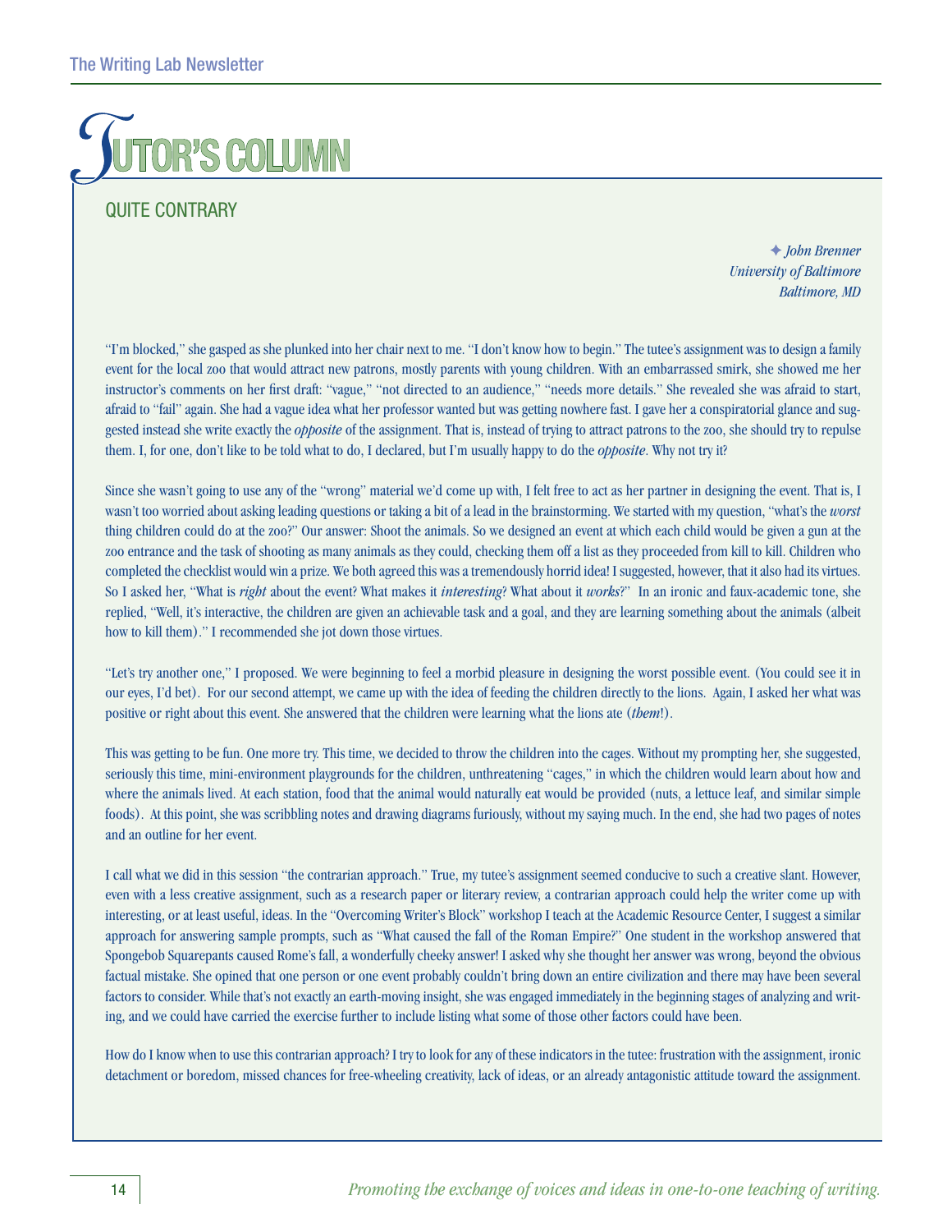# Tutor's Column

## QUITE CONTRARY

✦ *John Brenner*
*University of Baltimore*
*Baltimore, MD*

"I'm blocked," she gasped as she plunked into her chair next to me. "I don't know how to begin." The tutee's assignment was to design a family event for the local zoo that would attract new patrons, mostly parents with young children. With an embarrassed smirk, she showed me her instructor's comments on her first draft: "vague," "not directed to an audience," "needs more details." She revealed she was afraid to start, afraid to "fail" again. She had a vague idea what her professor wanted but was getting nowhere fast. I gave her a conspiratorial glance and suggested instead she write exactly the *opposite* of the assignment. That is, instead of trying to attract patrons to the zoo, she should try to repulse them. I, for one, don't like to be told what to do, I declared, but I'm usually happy to do the *opposite*. Why not try it?

Since she wasn't going to use any of the "wrong" material we'd come up with, I felt free to act as her partner in designing the event. That is, I wasn't too worried about asking leading questions or taking a bit of a lead in the brainstorming. We started with my question, "what's the *worst* thing children could do at the zoo?" Our answer: Shoot the animals. So we designed an event at which each child would be given a gun at the zoo entrance and the task of shooting as many animals as they could, checking them off a list as they proceeded from kill to kill. Children who completed the checklist would win a prize. We both agreed this was a tremendously horrid idea! I suggested, however, that it also had its virtues. So I asked her, "What is *right* about the event? What makes it *interesting*? What about it *works*?" In an ironic and faux-academic tone, she replied, "Well, it's interactive, the children are given an achievable task and a goal, and they are learning something about the animals (albeit how to kill them)." I recommended she jot down those virtues.

"Let's try another one," I proposed. We were beginning to feel a morbid pleasure in designing the worst possible event. (You could see it in our eyes, I'd bet). For our second attempt, we came up with the idea of feeding the children directly to the lions. Again, I asked her what was positive or right about this event. She answered that the children were learning what the lions ate (*them*!).

This was getting to be fun. One more try. This time, we decided to throw the children into the cages. Without my prompting her, she suggested, seriously this time, mini-environment playgrounds for the children, unthreatening "cages," in which the children would learn about how and where the animals lived. At each station, food that the animal would naturally eat would be provided (nuts, a lettuce leaf, and similar simple foods). At this point, she was scribbling notes and drawing diagrams furiously, without my saying much. In the end, she had two pages of notes and an outline for her event.

I call what we did in this session "the contrarian approach." True, my tutee's assignment seemed conducive to such a creative slant. However, even with a less creative assignment, such as a research paper or literary review, a contrarian approach could help the writer come up with interesting, or at least useful, ideas. In the "Overcoming Writer's Block" workshop I teach at the Academic Resource Center, I suggest a similar approach for answering sample prompts, such as "What caused the fall of the Roman Empire?" One student in the workshop answered that Spongebob Squarepants caused Rome's fall, a wonderfully cheeky answer! I asked why she thought her answer was wrong, beyond the obvious factual mistake. She opined that one person or one event probably couldn't bring down an entire civilization and there may have been several factors to consider. While that's not exactly an earth-moving insight, she was engaged immediately in the beginning stages of analyzing and writing, and we could have carried the exercise further to include listing what some of those other factors could have been.

How do I know when to use this contrarian approach? I try to look for any of these indicators in the tutee: frustration with the assignment, ironic detachment or boredom, missed chances for free-wheeling creativity, lack of ideas, or an already antagonistic attitude toward the assignment.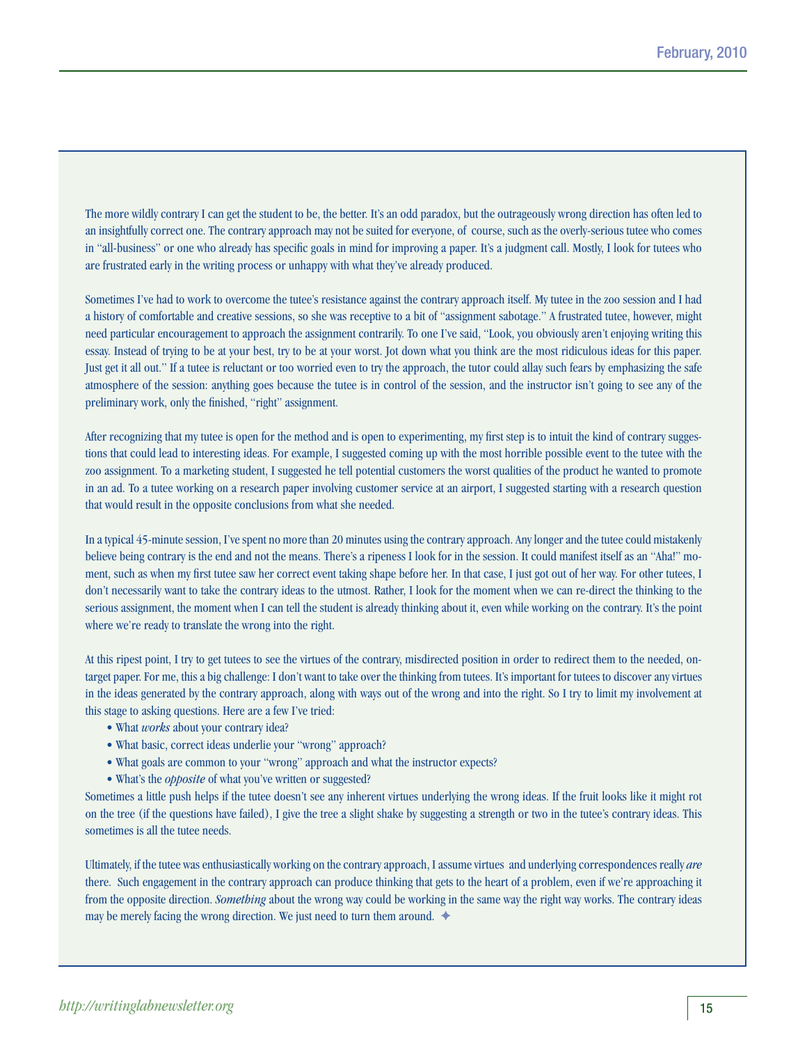The more wildly contrary I can get the student to be, the better. It's an odd paradox, but the outrageously wrong direction has often led to an insightfully correct one. The contrary approach may not be suited for everyone, of course, such as the overly-serious tutee who comes in "all-business" or one who already has specific goals in mind for improving a paper. It's a judgment call. Mostly, I look for tutees who are frustrated early in the writing process or unhappy with what they've already produced.

Sometimes I've had to work to overcome the tutee's resistance against the contrary approach itself. My tutee in the zoo session and I had a history of comfortable and creative sessions, so she was receptive to a bit of "assignment sabotage." A frustrated tutee, however, might need particular encouragement to approach the assignment contrarily. To one I've said, "Look, you obviously aren't enjoying writing this essay. Instead of trying to be at your best, try to be at your worst. Jot down what you think are the most ridiculous ideas for this paper. Just get it all out." If a tutee is reluctant or too worried even to try the approach, the tutor could allay such fears by emphasizing the safe atmosphere of the session: anything goes because the tutee is in control of the session, and the instructor isn't going to see any of the preliminary work, only the finished, "right" assignment.

After recognizing that my tutee is open for the method and is open to experimenting, my first step is to intuit the kind of contrary suggestions that could lead to interesting ideas. For example, I suggested coming up with the most horrible possible event to the tutee with the zoo assignment. To a marketing student, I suggested he tell potential customers the worst qualities of the product he wanted to promote in an ad. To a tutee working on a research paper involving customer service at an airport, I suggested starting with a research question that would result in the opposite conclusions from what she needed.

In a typical 45-minute session, I've spent no more than 20 minutes using the contrary approach. Any longer and the tutee could mistakenly believe being contrary is the end and not the means. There's a ripeness I look for in the session. It could manifest itself as an "Aha!" moment, such as when my first tutee saw her correct event taking shape before her. In that case, I just got out of her way. For other tutees, I don't necessarily want to take the contrary ideas to the utmost. Rather, I look for the moment when we can re-direct the thinking to the serious assignment, the moment when I can tell the student is already thinking about it, even while working on the contrary. It's the point where we're ready to translate the wrong into the right.

At this ripest point, I try to get tutees to see the virtues of the contrary, misdirected position in order to redirect them to the needed, on-target paper. For me, this a big challenge: I don't want to take over the thinking from tutees. It's important for tutees to discover any virtues in the ideas generated by the contrary approach, along with ways out of the wrong and into the right. So I try to limit my involvement at this stage to asking questions. Here are a few I've tried:

- What *works* about your contrary idea?
- What basic, correct ideas underlie your "wrong" approach?
- What goals are common to your "wrong" approach and what the instructor expects?
- What's the *opposite* of what you've written or suggested?

Sometimes a little push helps if the tutee doesn't see any inherent virtues underlying the wrong ideas. If the fruit looks like it might rot on the tree (if the questions have failed), I give the tree a slight shake by suggesting a strength or two in the tutee's contrary ideas. This sometimes is all the tutee needs.

Ultimately, if the tutee was enthusiastically working on the contrary approach, I assume virtues and underlying correspondences really *are* there. Such engagement in the contrary approach can produce thinking that gets to the heart of a problem, even if we're approaching it from the opposite direction. *Something* about the wrong way could be working in the same way the right way works. The contrary ideas may be merely facing the wrong direction. We just need to turn them around. ✦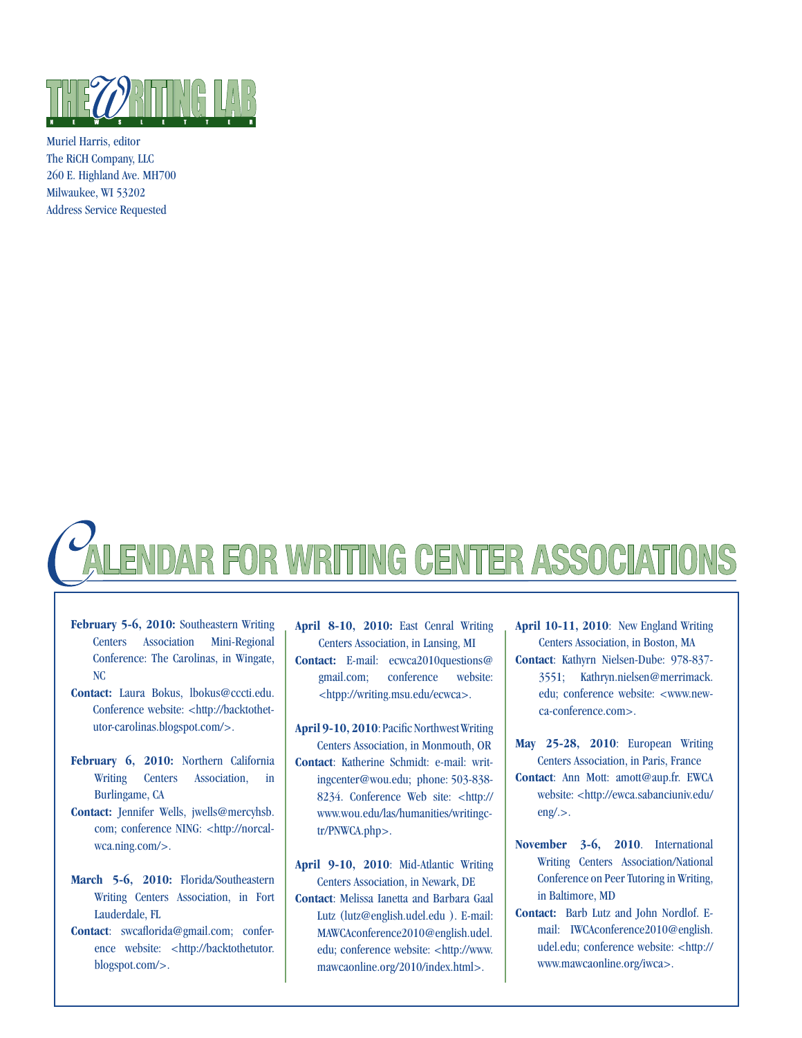THE WRITING LAB
NEWSLETTER

Muriel Harris, editor
The RiCH Company, LLC
260 E. Highland Ave. MH700
Milwaukee, WI 53202
Address Service Requested

# CALENDAR FOR WRITING CENTER ASSOCIATIONS

**February 5-6, 2010:** Southeastern Writing Centers Association Mini-Regional Conference: The Carolinas, in Wingate, NC

**Contact:** Laura Bokus, lbokus@cccti.edu. Conference website: <http://backtothetutor-carolinas.blogspot.com/>.

**February 6, 2010:** Northern California Writing Centers Association, in Burlingame, CA

**Contact:** Jennifer Wells, jwells@mercyhsb.com; conference NING: <http://norcalwca.ning.com/>.

**March 5-6, 2010:** Florida/Southeastern Writing Centers Association, in Fort Lauderdale, FL

**Contact**: swcaflorida@gmail.com; conference website: <http://backtothetutor.blogspot.com/>.

**April 8-10, 2010:** East Cenral Writing Centers Association, in Lansing, MI

**Contact:** E-mail: ecwca2010questions@gmail.com; conference website: <htpp://writing.msu.edu/ecwca>.

**April 9-10, 2010**: Pacific Northwest Writing Centers Association, in Monmouth, OR

**Contact**: Katherine Schmidt: e-mail: writingcenter@wou.edu; phone: 503-838-8234. Conference Web site: <http://www.wou.edu/las/humanities/writingctr/PNWCA.php>.

**April 9-10, 2010**: Mid-Atlantic Writing Centers Association, in Newark, DE

**Contact**: Melissa Ianetta and Barbara Gaal Lutz (lutz@english.udel.edu ). E-mail: MAWCAconference2010@english.udel.edu; conference website: <http://www.mawcaonline.org/2010/index.html>.

**April 10-11, 2010**: New England Writing Centers Association, in Boston, MA

**Contact**: Kathyrn Nielsen-Dube: 978-837-3551; Kathryn.nielsen@merrimack.edu; conference website: <www.newca-conference.com>.

**May 25-28, 2010**: European Writing Centers Association, in Paris, France

**Contact**: Ann Mott: amott@aup.fr. EWCA website: <http://ewca.sabanciuniv.edu/eng/.>.

**November 3-6, 2010**. International Writing Centers Association/National Conference on Peer Tutoring in Writing, in Baltimore, MD

**Contact:** Barb Lutz and John Nordlof. E-mail: IWCAconference2010@english.udel.edu; conference website: <http://www.mawcaonline.org/iwca>.